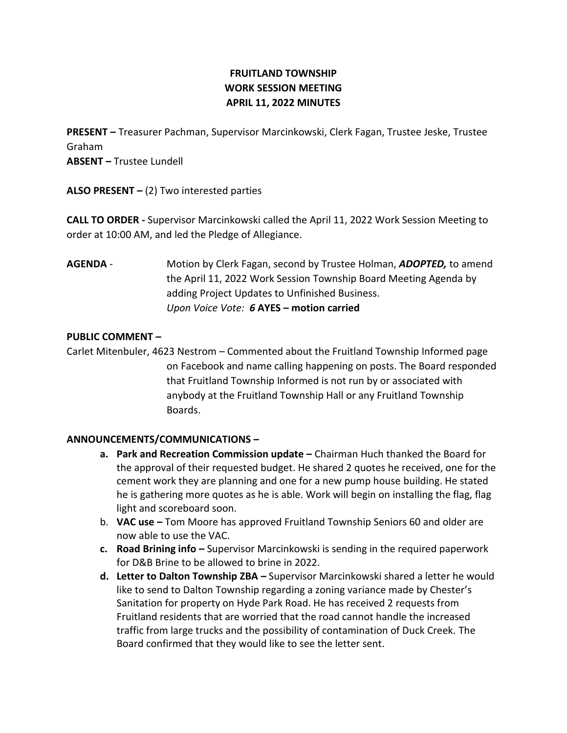# FRUITLAND TOWNSHIP
# WORK SESSION MEETING
# APRIL 11, 2022 MINUTES

**PRESENT –** Treasurer Pachman, Supervisor Marcinkowski, Clerk Fagan, Trustee Jeske, Trustee Graham
**ABSENT –** Trustee Lundell

**ALSO PRESENT –** (2) Two interested parties

**CALL TO ORDER -** Supervisor Marcinkowski called the April 11, 2022 Work Session Meeting to order at 10:00 AM, and led the Pledge of Allegiance.

**AGENDA** - Motion by Clerk Fagan, second by Trustee Holman, ***ADOPTED,*** to amend the April 11, 2022 Work Session Township Board Meeting Agenda by adding Project Updates to Unfinished Business.
*Upon Voice Vote:* ***6*** **AYES – motion carried**

**PUBLIC COMMENT –**

Carlet Mitenbuler, 4623 Nestrom – Commented about the Fruitland Township Informed page on Facebook and name calling happening on posts. The Board responded that Fruitland Township Informed is not run by or associated with anybody at the Fruitland Township Hall or any Fruitland Township Boards.

**ANNOUNCEMENTS/COMMUNICATIONS –**

- **a. Park and Recreation Commission update –** Chairman Huch thanked the Board for the approval of their requested budget. He shared 2 quotes he received, one for the cement work they are planning and one for a new pump house building. He stated he is gathering more quotes as he is able. Work will begin on installing the flag, flag light and scoreboard soon.
- b. **VAC use –** Tom Moore has approved Fruitland Township Seniors 60 and older are now able to use the VAC.
- **c. Road Brining info –** Supervisor Marcinkowski is sending in the required paperwork for D&B Brine to be allowed to brine in 2022.
- **d. Letter to Dalton Township ZBA –** Supervisor Marcinkowski shared a letter he would like to send to Dalton Township regarding a zoning variance made by Chester's Sanitation for property on Hyde Park Road. He has received 2 requests from Fruitland residents that are worried that the road cannot handle the increased traffic from large trucks and the possibility of contamination of Duck Creek. The Board confirmed that they would like to see the letter sent.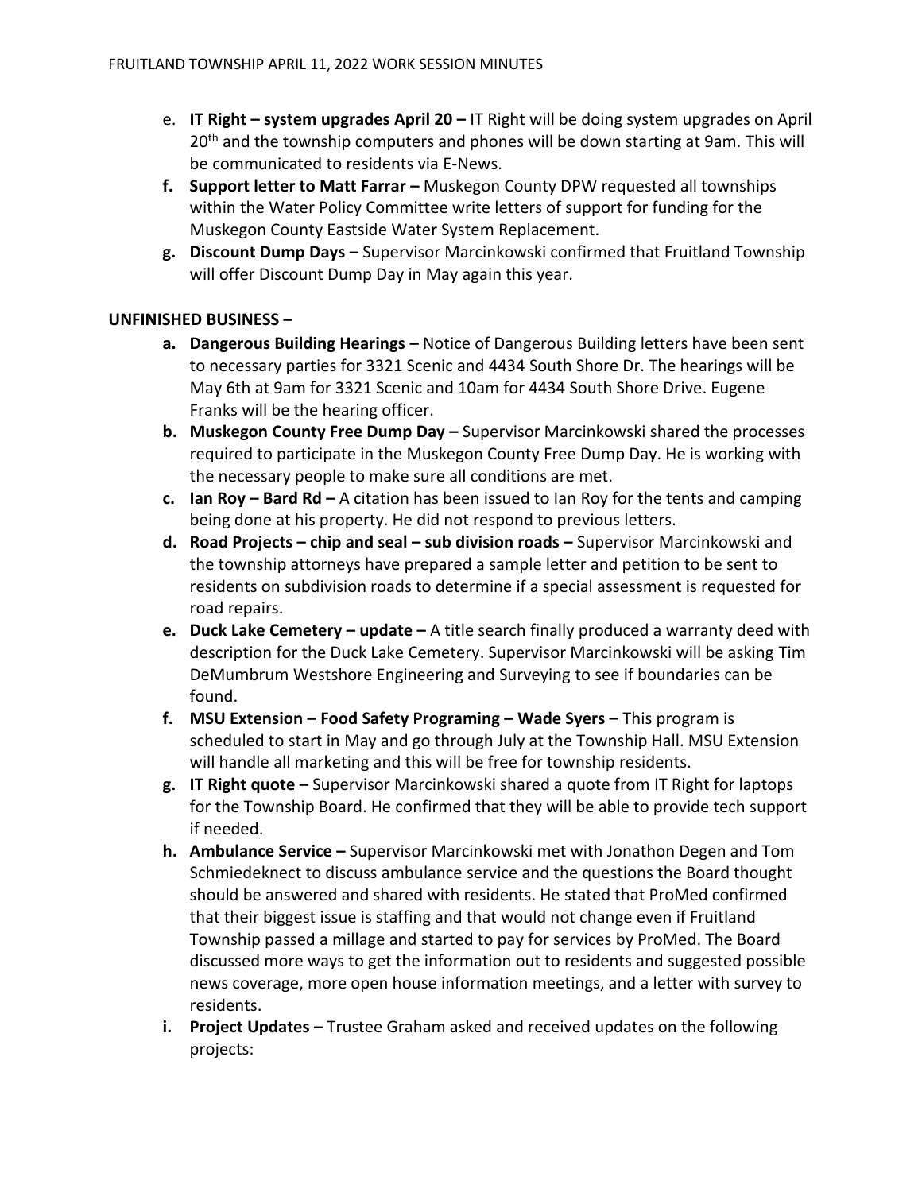e. **IT Right – system upgrades April 20 –** IT Right will be doing system upgrades on April 20th and the township computers and phones will be down starting at 9am. This will be communicated to residents via E-News.

f. **Support letter to Matt Farrar –** Muskegon County DPW requested all townships within the Water Policy Committee write letters of support for funding for the Muskegon County Eastside Water System Replacement.

g. **Discount Dump Days –** Supervisor Marcinkowski confirmed that Fruitland Township will offer Discount Dump Day in May again this year.

**UNFINISHED BUSINESS –**

a. **Dangerous Building Hearings –** Notice of Dangerous Building letters have been sent to necessary parties for 3321 Scenic and 4434 South Shore Dr. The hearings will be May 6th at 9am for 3321 Scenic and 10am for 4434 South Shore Drive. Eugene Franks will be the hearing officer.

b. **Muskegon County Free Dump Day –** Supervisor Marcinkowski shared the processes required to participate in the Muskegon County Free Dump Day. He is working with the necessary people to make sure all conditions are met.

c. **Ian Roy – Bard Rd –** A citation has been issued to Ian Roy for the tents and camping being done at his property. He did not respond to previous letters.

d. **Road Projects – chip and seal – sub division roads –** Supervisor Marcinkowski and the township attorneys have prepared a sample letter and petition to be sent to residents on subdivision roads to determine if a special assessment is requested for road repairs.

e. **Duck Lake Cemetery – update –** A title search finally produced a warranty deed with description for the Duck Lake Cemetery. Supervisor Marcinkowski will be asking Tim DeMumbrum Westshore Engineering and Surveying to see if boundaries can be found.

f. **MSU Extension – Food Safety Programing – Wade Syers** – This program is scheduled to start in May and go through July at the Township Hall. MSU Extension will handle all marketing and this will be free for township residents.

g. **IT Right quote –** Supervisor Marcinkowski shared a quote from IT Right for laptops for the Township Board. He confirmed that they will be able to provide tech support if needed.

h. **Ambulance Service –** Supervisor Marcinkowski met with Jonathon Degen and Tom Schmiedeknect to discuss ambulance service and the questions the Board thought should be answered and shared with residents. He stated that ProMed confirmed that their biggest issue is staffing and that would not change even if Fruitland Township passed a millage and started to pay for services by ProMed. The Board discussed more ways to get the information out to residents and suggested possible news coverage, more open house information meetings, and a letter with survey to residents.

i. **Project Updates –** Trustee Graham asked and received updates on the following projects: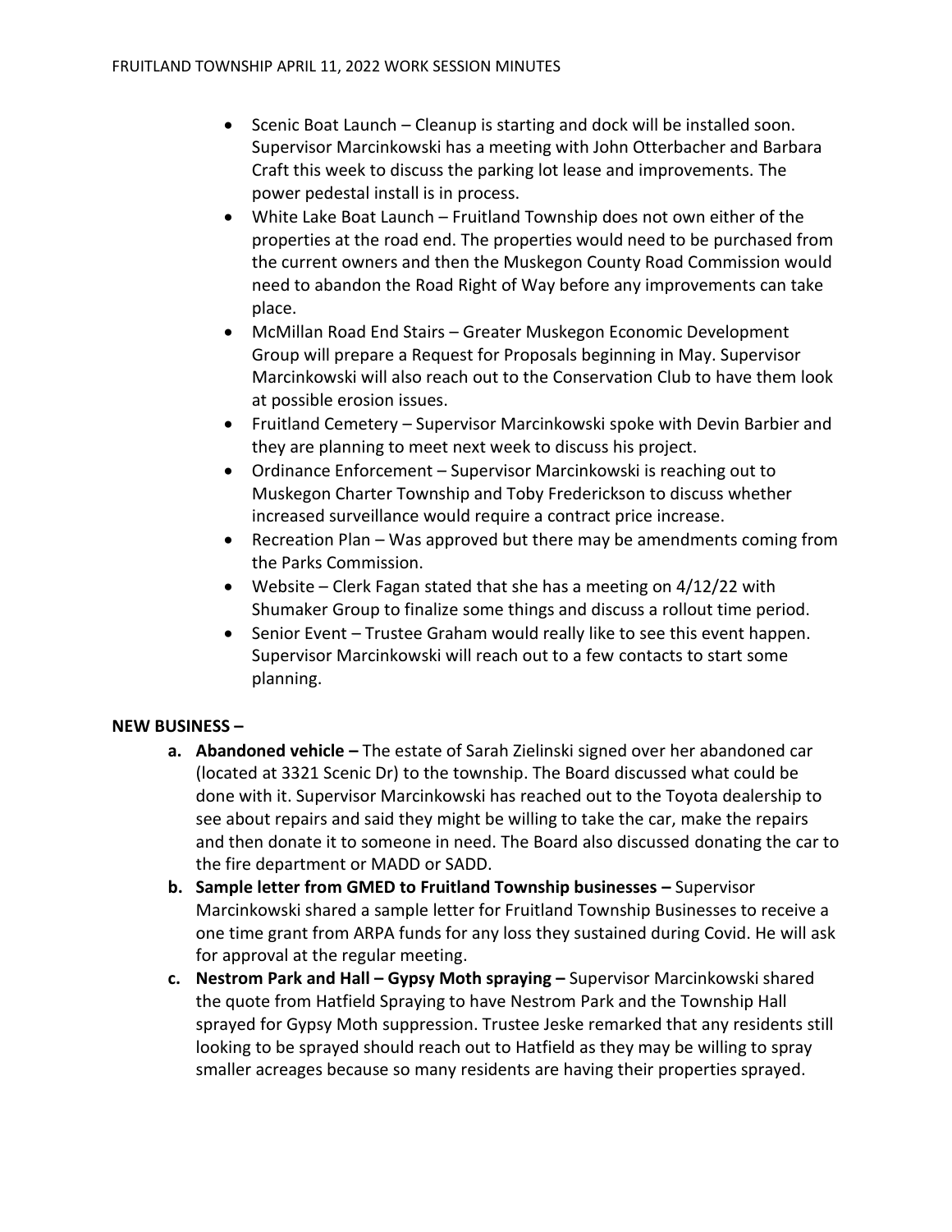- Scenic Boat Launch – Cleanup is starting and dock will be installed soon. Supervisor Marcinkowski has a meeting with John Otterbacher and Barbara Craft this week to discuss the parking lot lease and improvements. The power pedestal install is in process.
- White Lake Boat Launch – Fruitland Township does not own either of the properties at the road end. The properties would need to be purchased from the current owners and then the Muskegon County Road Commission would need to abandon the Road Right of Way before any improvements can take place.
- McMillan Road End Stairs – Greater Muskegon Economic Development Group will prepare a Request for Proposals beginning in May. Supervisor Marcinkowski will also reach out to the Conservation Club to have them look at possible erosion issues.
- Fruitland Cemetery – Supervisor Marcinkowski spoke with Devin Barbier and they are planning to meet next week to discuss his project.
- Ordinance Enforcement – Supervisor Marcinkowski is reaching out to Muskegon Charter Township and Toby Frederickson to discuss whether increased surveillance would require a contract price increase.
- Recreation Plan – Was approved but there may be amendments coming from the Parks Commission.
- Website – Clerk Fagan stated that she has a meeting on 4/12/22 with Shumaker Group to finalize some things and discuss a rollout time period.
- Senior Event – Trustee Graham would really like to see this event happen. Supervisor Marcinkowski will reach out to a few contacts to start some planning.

**NEW BUSINESS –**

a. **Abandoned vehicle –** The estate of Sarah Zielinski signed over her abandoned car (located at 3321 Scenic Dr) to the township. The Board discussed what could be done with it. Supervisor Marcinkowski has reached out to the Toyota dealership to see about repairs and said they might be willing to take the car, make the repairs and then donate it to someone in need. The Board also discussed donating the car to the fire department or MADD or SADD.

b. **Sample letter from GMED to Fruitland Township businesses –** Supervisor Marcinkowski shared a sample letter for Fruitland Township Businesses to receive a one time grant from ARPA funds for any loss they sustained during Covid. He will ask for approval at the regular meeting.

c. **Nestrom Park and Hall – Gypsy Moth spraying –** Supervisor Marcinkowski shared the quote from Hatfield Spraying to have Nestrom Park and the Township Hall sprayed for Gypsy Moth suppression. Trustee Jeske remarked that any residents still looking to be sprayed should reach out to Hatfield as they may be willing to spray smaller acreages because so many residents are having their properties sprayed.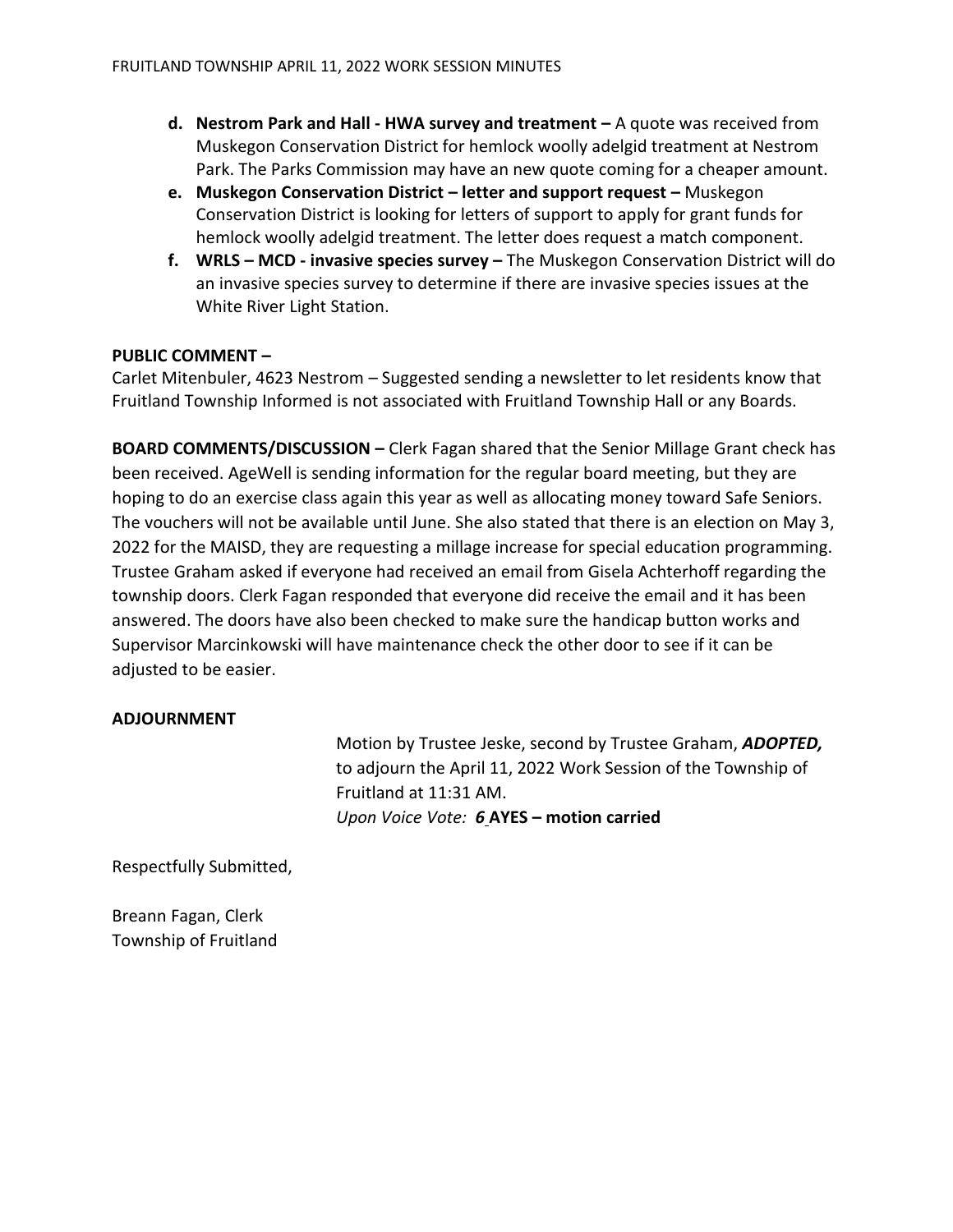- **d. Nestrom Park and Hall - HWA survey and treatment –** A quote was received from Muskegon Conservation District for hemlock woolly adelgid treatment at Nestrom Park. The Parks Commission may have an new quote coming for a cheaper amount.
- **e. Muskegon Conservation District – letter and support request –** Muskegon Conservation District is looking for letters of support to apply for grant funds for hemlock woolly adelgid treatment. The letter does request a match component.
- **f. WRLS – MCD - invasive species survey –** The Muskegon Conservation District will do an invasive species survey to determine if there are invasive species issues at the White River Light Station.

**PUBLIC COMMENT –**

Carlet Mitenbuler, 4623 Nestrom – Suggested sending a newsletter to let residents know that Fruitland Township Informed is not associated with Fruitland Township Hall or any Boards.

**BOARD COMMENTS/DISCUSSION –** Clerk Fagan shared that the Senior Millage Grant check has been received. AgeWell is sending information for the regular board meeting, but they are hoping to do an exercise class again this year as well as allocating money toward Safe Seniors. The vouchers will not be available until June. She also stated that there is an election on May 3, 2022 for the MAISD, they are requesting a millage increase for special education programming. Trustee Graham asked if everyone had received an email from Gisela Achterhoff regarding the township doors. Clerk Fagan responded that everyone did receive the email and it has been answered. The doors have also been checked to make sure the handicap button works and Supervisor Marcinkowski will have maintenance check the other door to see if it can be adjusted to be easier.

**ADJOURNMENT**

Motion by Trustee Jeske, second by Trustee Graham, ***ADOPTED,*** to adjourn the April 11, 2022 Work Session of the Township of Fruitland at 11:31 AM.
*Upon Voice Vote:* ***6* AYES – motion carried**

Respectfully Submitted,

Breann Fagan, Clerk
Township of Fruitland